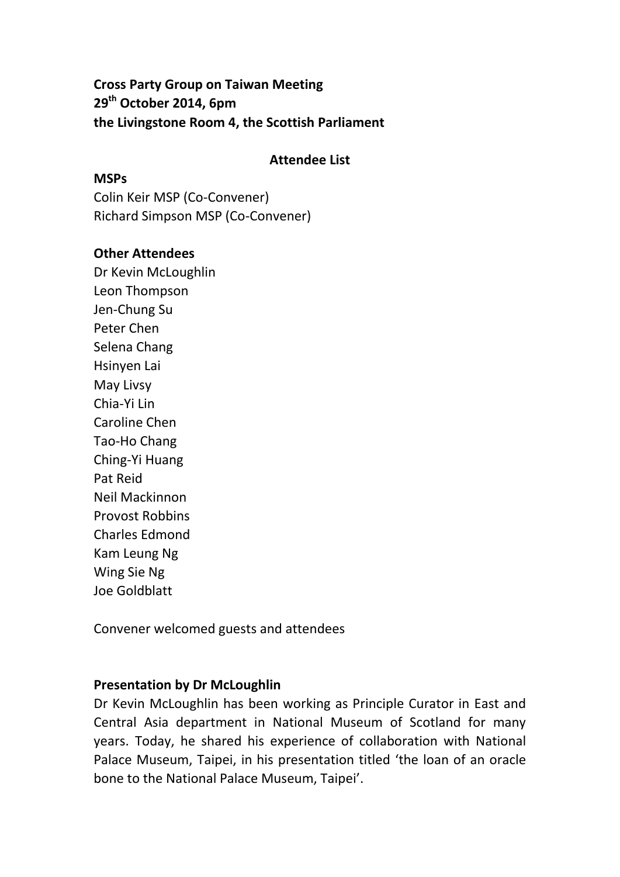**Cross Party Group on Taiwan Meeting**
**29th October 2014, 6pm**
**the Livingstone Room 4, the Scottish Parliament**

**Attendee List**

**MSPs**
Colin Keir MSP (Co-Convener)
Richard Simpson MSP (Co-Convener)

**Other Attendees**
Dr Kevin McLoughlin
Leon Thompson
Jen-Chung Su
Peter Chen
Selena Chang
Hsinyen Lai
May Livsy
Chia-Yi Lin
Caroline Chen
Tao-Ho Chang
Ching-Yi Huang
Pat Reid
Neil Mackinnon
Provost Robbins
Charles Edmond
Kam Leung Ng
Wing Sie Ng
Joe Goldblatt

Convener welcomed guests and attendees

**Presentation by Dr McLoughlin**
Dr Kevin McLoughlin has been working as Principle Curator in East and Central Asia department in National Museum of Scotland for many years. Today, he shared his experience of collaboration with National Palace Museum, Taipei, in his presentation titled 'the loan of an oracle bone to the National Palace Museum, Taipei'.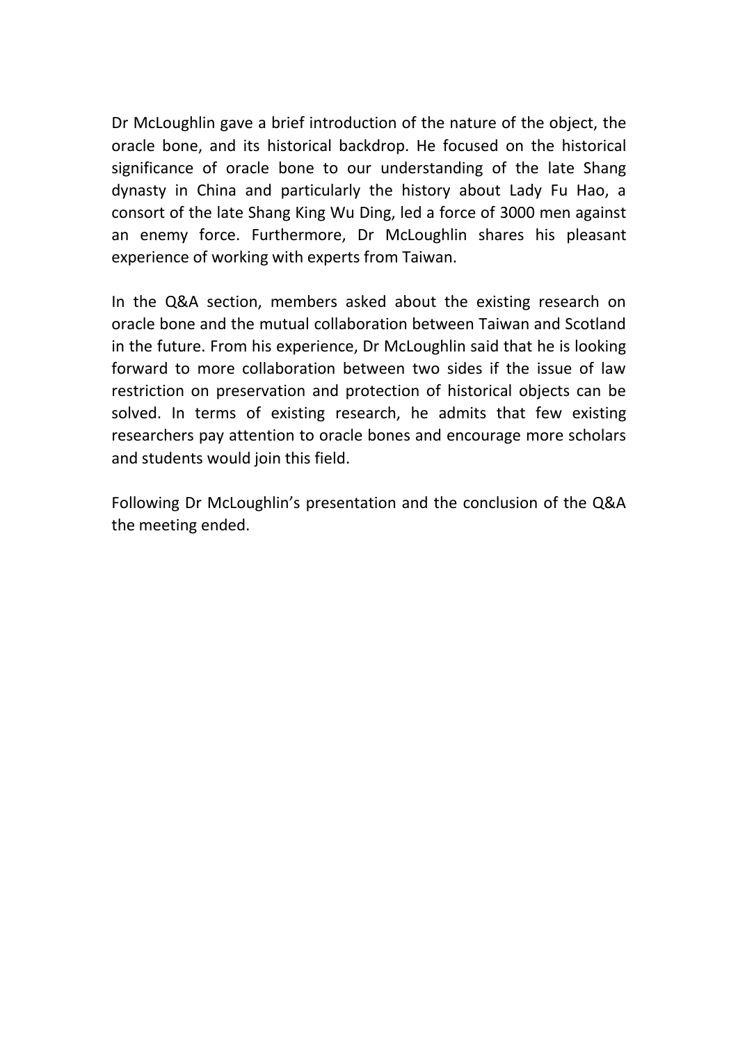Dr McLoughlin gave a brief introduction of the nature of the object, the oracle bone, and its historical backdrop. He focused on the historical significance of oracle bone to our understanding of the late Shang dynasty in China and particularly the history about Lady Fu Hao, a consort of the late Shang King Wu Ding, led a force of 3000 men against an enemy force. Furthermore, Dr McLoughlin shares his pleasant experience of working with experts from Taiwan.

In the Q&A section, members asked about the existing research on oracle bone and the mutual collaboration between Taiwan and Scotland in the future. From his experience, Dr McLoughlin said that he is looking forward to more collaboration between two sides if the issue of law restriction on preservation and protection of historical objects can be solved. In terms of existing research, he admits that few existing researchers pay attention to oracle bones and encourage more scholars and students would join this field.

Following Dr McLoughlin's presentation and the conclusion of the Q&A the meeting ended.